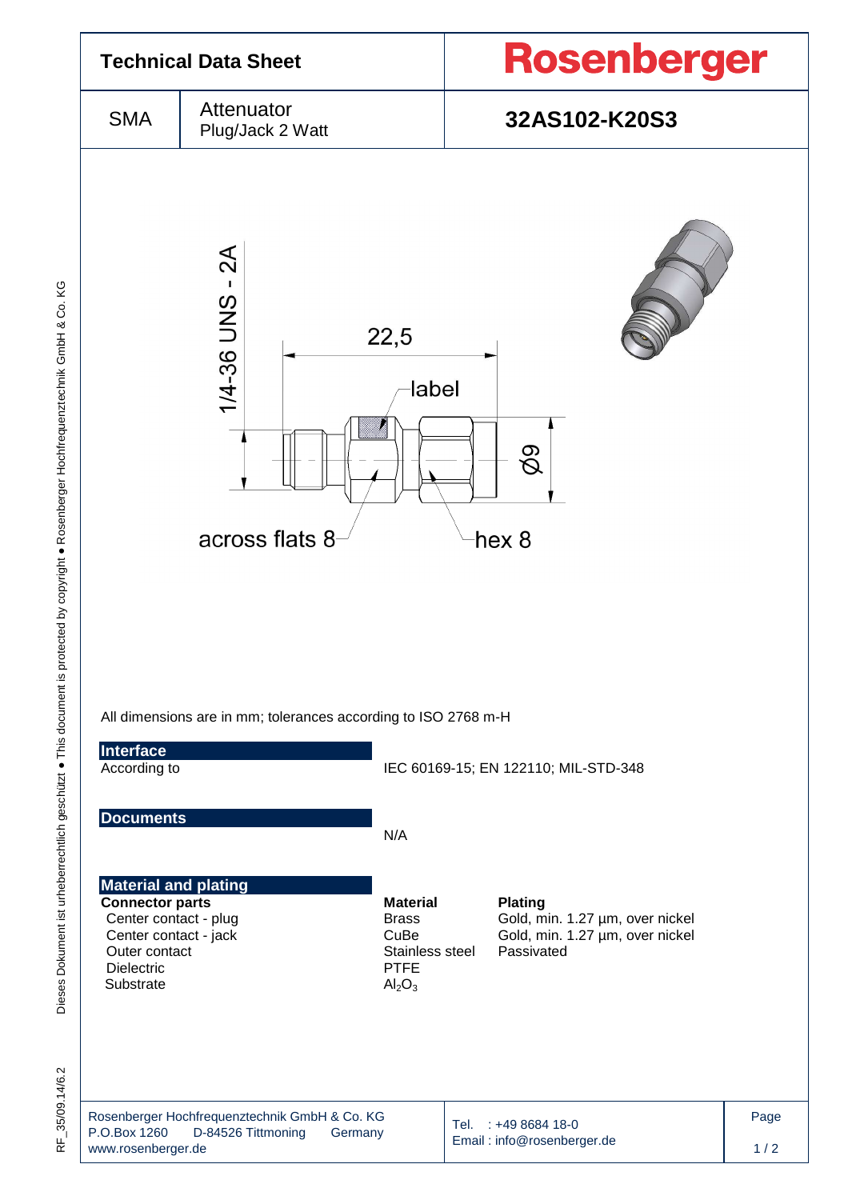# Technical Data Sheet

**Rosenberger**

| SMA | Attenuator Plug/Jack 2 Watt | **32AS102-K20S3** |
|---|---|---|

1/4-36 UNS - 2A

22,5

label

Ø9

across flats 8

hex 8

All dimensions are in mm; tolerances according to ISO 2768 m-H

## Interface

According to IEC 60169-15; EN 122110; MIL-STD-348

## Documents

N/A

## Material and plating

| **Connector parts** | **Material** | **Plating** |
|---|---|---|
| Center contact - plug | Brass | Gold, min. 1.27 µm, over nickel |
| Center contact - jack | CuBe | Gold, min. 1.27 µm, over nickel |
| Outer contact | Stainless steel | Passivated |
| Dielectric | PTFE | |
| Substrate | $Al_2O_3$ | |

Rosenberger Hochfrequenztechnik GmbH & Co. KG
P.O.Box 1260 D-84526 Tittmoning Germany
www.rosenberger.de

Tel. : +49 8684 18-0
Email : info@rosenberger.de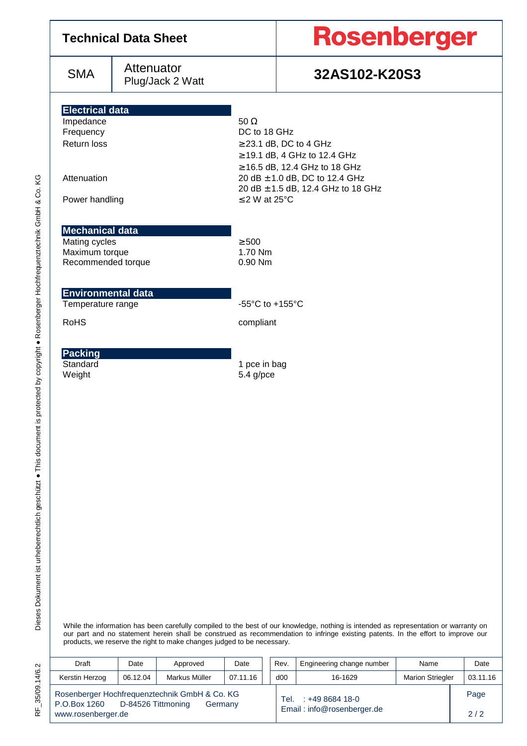# Technical Data Sheet

**Rosenberger**

| | | |
|---|---|---|
| SMA | Attenuator<br>Plug/Jack 2 Watt | **32AS102-K20S3** |

## Electrical data

| | |
|---|---|
| Impedance | 50 Ω |
| Frequency | DC to 18 GHz |
| Return loss | ≥ 23.1 dB, DC to 4 GHz<br>≥ 19.1 dB, 4 GHz to 12.4 GHz<br>≥ 16.5 dB, 12.4 GHz to 18 GHz |
| Attenuation | 20 dB ± 1.0 dB, DC to 12.4 GHz<br>20 dB ± 1.5 dB, 12.4 GHz to 18 GHz |
| Power handling | ≤ 2 W at 25°C |

## Mechanical data

| | |
|---|---|
| Mating cycles | ≥ 500 |
| Maximum torque | 1.70 Nm |
| Recommended torque | 0.90 Nm |

## Environmental data

| | |
|---|---|
| Temperature range | -55°C to +155°C |
| RoHS | compliant |

## Packing

| | |
|---|---|
| Standard | 1 pce in bag |
| Weight | 5.4 g/pce |

While the information has been carefully compiled to the best of our knowledge, nothing is intended as representation or warranty on our part and no statement herein shall be construed as recommendation to infringe existing patents. In the effort to improve our products, we reserve the right to make changes judged to be necessary.

| Draft | Date | Approved | Date | Rev. | Engineering change number | Name | Date |
|---|---|---|---|---|---|---|---|
| Kerstin Herzog | 06.12.04 | Markus Müller | 07.11.16 | d00 | 16-1629 | Marion Striegler | 03.11.16 |

Rosenberger Hochfrequenztechnik GmbH & Co. KG
P.O.Box 1260 D-84526 Tittmoning Germany
www.rosenberger.de

Tel. : +49 8684 18-0
Email : info@rosenberger.de

RF_35/09.14/6.2

Dieses Dokument ist urheberrechtlich geschützt ● This document is protected by copyright ● Rosenberger Hochfrequenztechnik GmbH & Co. KG